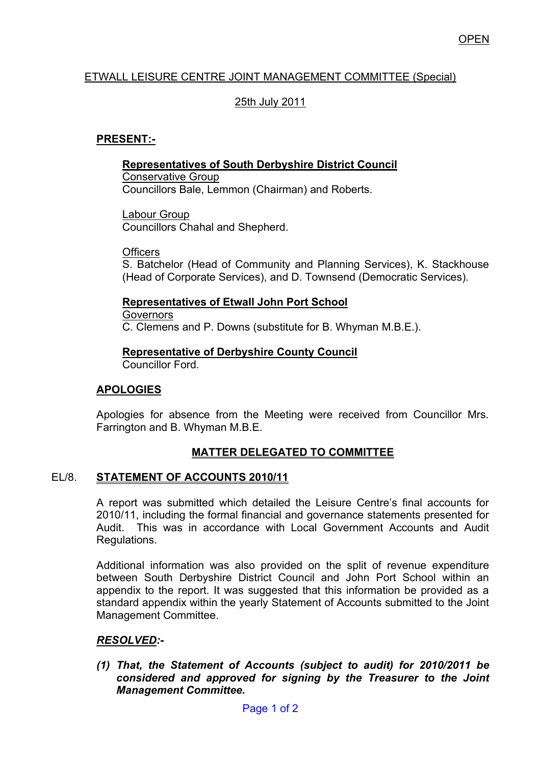OPEN

# ETWALL LEISURE CENTRE JOINT MANAGEMENT COMMITTEE (Special)

25th July 2011

## PRESENT:-

**Representatives of South Derbyshire District Council**

Conservative Group
Councillors Bale, Lemmon (Chairman) and Roberts.

Labour Group
Councillors Chahal and Shepherd.

Officers
S. Batchelor (Head of Community and Planning Services), K. Stackhouse (Head of Corporate Services), and D. Townsend (Democratic Services).

**Representatives of Etwall John Port School**

Governors
C. Clemens and P. Downs (substitute for B. Whyman M.B.E.).

**Representative of Derbyshire County Council**

Councillor Ford.

## APOLOGIES

Apologies for absence from the Meeting were received from Councillor Mrs. Farrington and B. Whyman M.B.E.

## MATTER DELEGATED TO COMMITTEE

### EL/8. STATEMENT OF ACCOUNTS 2010/11

A report was submitted which detailed the Leisure Centre's final accounts for 2010/11, including the formal financial and governance statements presented for Audit. This was in accordance with Local Government Accounts and Audit Regulations.

Additional information was also provided on the split of revenue expenditure between South Derbyshire District Council and John Port School within an appendix to the report. It was suggested that this information be provided as a standard appendix within the yearly Statement of Accounts submitted to the Joint Management Committee.

***RESOLVED:-***

***(1) That, the Statement of Accounts (subject to audit) for 2010/2011 be considered and approved for signing by the Treasurer to the Joint Management Committee.***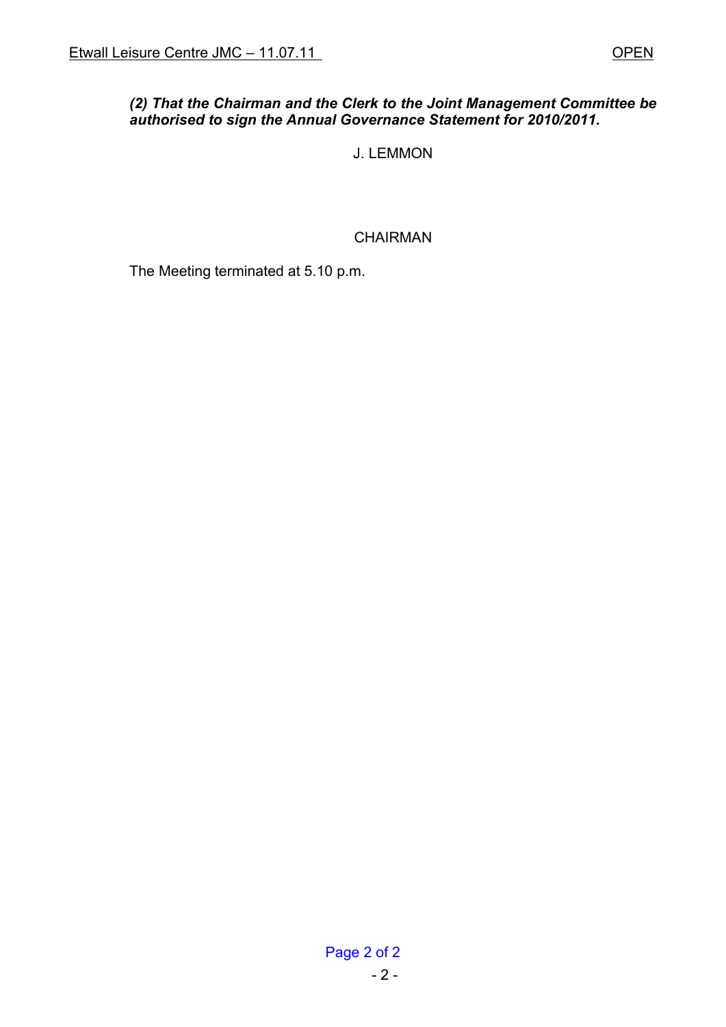***(2) That the Chairman and the Clerk to the Joint Management Committee be authorised to sign the Annual Governance Statement for 2010/2011.***

J. LEMMON

CHAIRMAN

The Meeting terminated at 5.10 p.m.